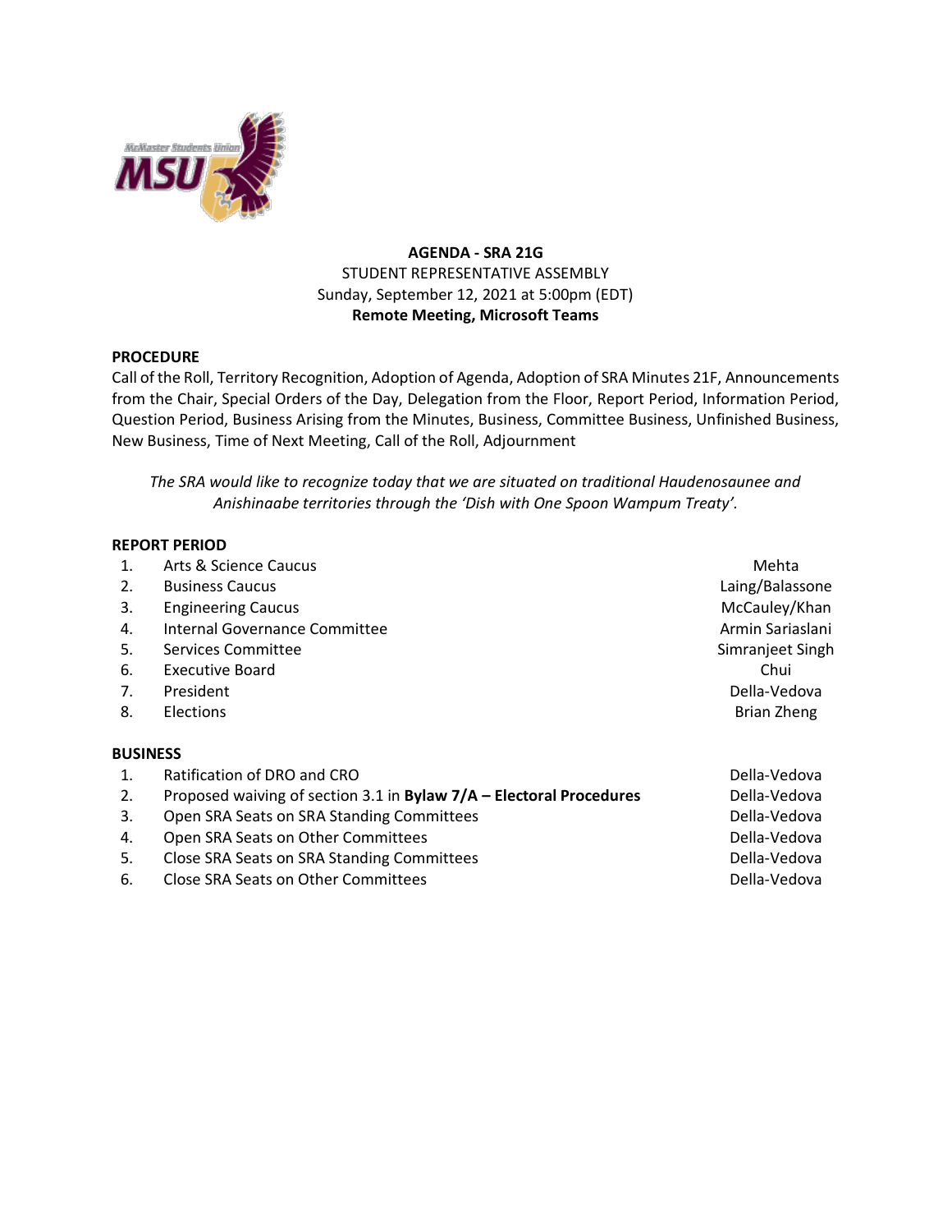**AGENDA - SRA 21G**

STUDENT REPRESENTATIVE ASSEMBLY

Sunday, September 12, 2021 at 5:00pm (EDT)

**Remote Meeting, Microsoft Teams**

**PROCEDURE**

Call of the Roll, Territory Recognition, Adoption of Agenda, Adoption of SRA Minutes 21F, Announcements from the Chair, Special Orders of the Day, Delegation from the Floor, Report Period, Information Period, Question Period, Business Arising from the Minutes, Business, Committee Business, Unfinished Business, New Business, Time of Next Meeting, Call of the Roll, Adjournment

*The SRA would like to recognize today that we are situated on traditional Haudenosaunee and Anishinaabe territories through the 'Dish with One Spoon Wampum Treaty'.*

**REPORT PERIOD**

| | | |
|---|---|---|
| 1. | Arts & Science Caucus | Mehta |
| 2. | Business Caucus | Laing/Balassone |
| 3. | Engineering Caucus | McCauley/Khan |
| 4. | Internal Governance Committee | Armin Sariaslani |
| 5. | Services Committee | Simranjeet Singh |
| 6. | Executive Board | Chui |
| 7. | President | Della-Vedova |
| 8. | Elections | Brian Zheng |

**BUSINESS**

| | | |
|---|---|---|
| 1. | Ratification of DRO and CRO | Della-Vedova |
| 2. | Proposed waiving of section 3.1 in **Bylaw 7/A – Electoral Procedures** | Della-Vedova |
| 3. | Open SRA Seats on SRA Standing Committees | Della-Vedova |
| 4. | Open SRA Seats on Other Committees | Della-Vedova |
| 5. | Close SRA Seats on SRA Standing Committees | Della-Vedova |
| 6. | Close SRA Seats on Other Committees | Della-Vedova |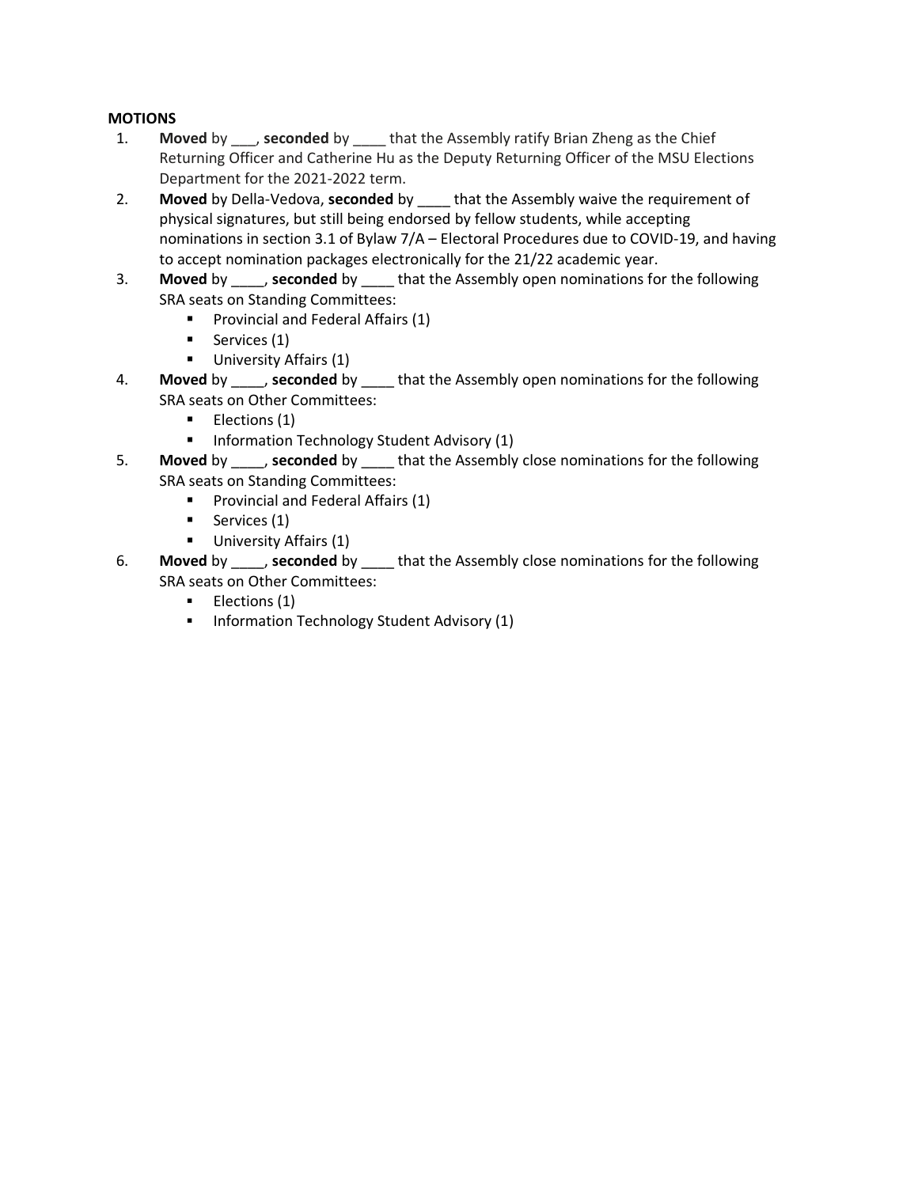**MOTIONS**

1. **Moved** by ___, **seconded** by ____ that the Assembly ratify Brian Zheng as the Chief Returning Officer and Catherine Hu as the Deputy Returning Officer of the MSU Elections Department for the 2021-2022 term.
2. **Moved** by Della-Vedova, **seconded** by ____ that the Assembly waive the requirement of physical signatures, but still being endorsed by fellow students, while accepting nominations in section 3.1 of Bylaw 7/A – Electoral Procedures due to COVID-19, and having to accept nomination packages electronically for the 21/22 academic year.
3. **Moved** by ____, **seconded** by ____ that the Assembly open nominations for the following SRA seats on Standing Committees:
   - Provincial and Federal Affairs (1)
   - Services (1)
   - University Affairs (1)
4. **Moved** by ____, **seconded** by ____ that the Assembly open nominations for the following SRA seats on Other Committees:
   - Elections (1)
   - Information Technology Student Advisory (1)
5. **Moved** by ____, **seconded** by ____ that the Assembly close nominations for the following SRA seats on Standing Committees:
   - Provincial and Federal Affairs (1)
   - Services (1)
   - University Affairs (1)
6. **Moved** by ____, **seconded** by ____ that the Assembly close nominations for the following SRA seats on Other Committees:
   - Elections (1)
   - Information Technology Student Advisory (1)